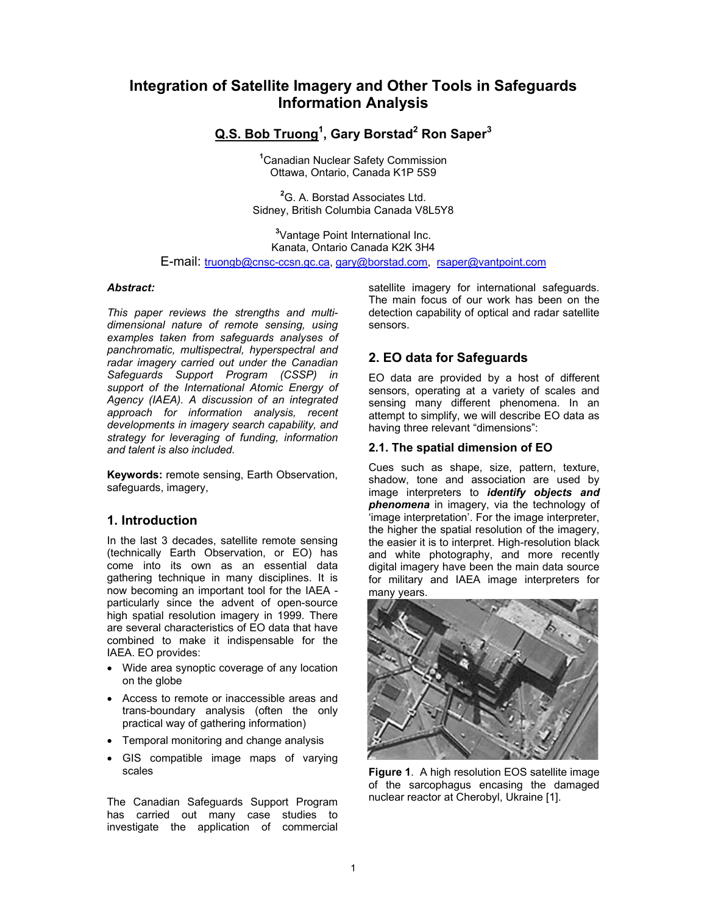# Integration of Satellite Imagery and Other Tools in Safeguards Information Analysis

**Q.S. Bob Truong[1], Gary Borstad[2] Ron Saper[3]**

[1]Canadian Nuclear Safety Commission
Ottawa, Ontario, Canada K1P 5S9

[2]G. A. Borstad Associates Ltd.
Sidney, British Columbia Canada V8L5Y8

[3]Vantage Point International Inc.
Kanata, Ontario Canada K2K 3H4

E-mail: truongb@cnsc-ccsn.gc.ca, gary@borstad.com, rsaper@vantpoint.com

***Abstract:***

*This paper reviews the strengths and multi-dimensional nature of remote sensing, using examples taken from safeguards analyses of panchromatic, multispectral, hyperspectral and radar imagery carried out under the Canadian Safeguards Support Program (CSSP) in support of the International Atomic Energy of Agency (IAEA). A discussion of an integrated approach for information analysis, recent developments in imagery search capability, and strategy for leveraging of funding, information and talent is also included.*

**Keywords:** remote sensing, Earth Observation, safeguards, imagery,

## 1. Introduction

In the last 3 decades, satellite remote sensing (technically Earth Observation, or EO) has come into its own as an essential data gathering technique in many disciplines. It is now becoming an important tool for the IAEA - particularly since the advent of open-source high spatial resolution imagery in 1999. There are several characteristics of EO data that have combined to make it indispensable for the IAEA. EO provides:

- Wide area synoptic coverage of any location on the globe
- Access to remote or inaccessible areas and trans-boundary analysis (often the only practical way of gathering information)
- Temporal monitoring and change analysis
- GIS compatible image maps of varying scales

The Canadian Safeguards Support Program has carried out many case studies to investigate the application of commercial satellite imagery for international safeguards. The main focus of our work has been on the detection capability of optical and radar satellite sensors.

## 2. EO data for Safeguards

EO data are provided by a host of different sensors, operating at a variety of scales and sensing many different phenomena. In an attempt to simplify, we will describe EO data as having three relevant "dimensions":

### 2.1. The spatial dimension of EO

Cues such as shape, size, pattern, texture, shadow, tone and association are used by image interpreters to ***identify objects and phenomena*** in imagery, via the technology of 'image interpretation'. For the image interpreter, the higher the spatial resolution of the imagery, the easier it is to interpret. High-resolution black and white photography, and more recently digital imagery have been the main data source for military and IAEA image interpreters for many years.

**Figure 1**. A high resolution EOS satellite image of the sarcophagus encasing the damaged nuclear reactor at Cherobyl, Ukraine [1].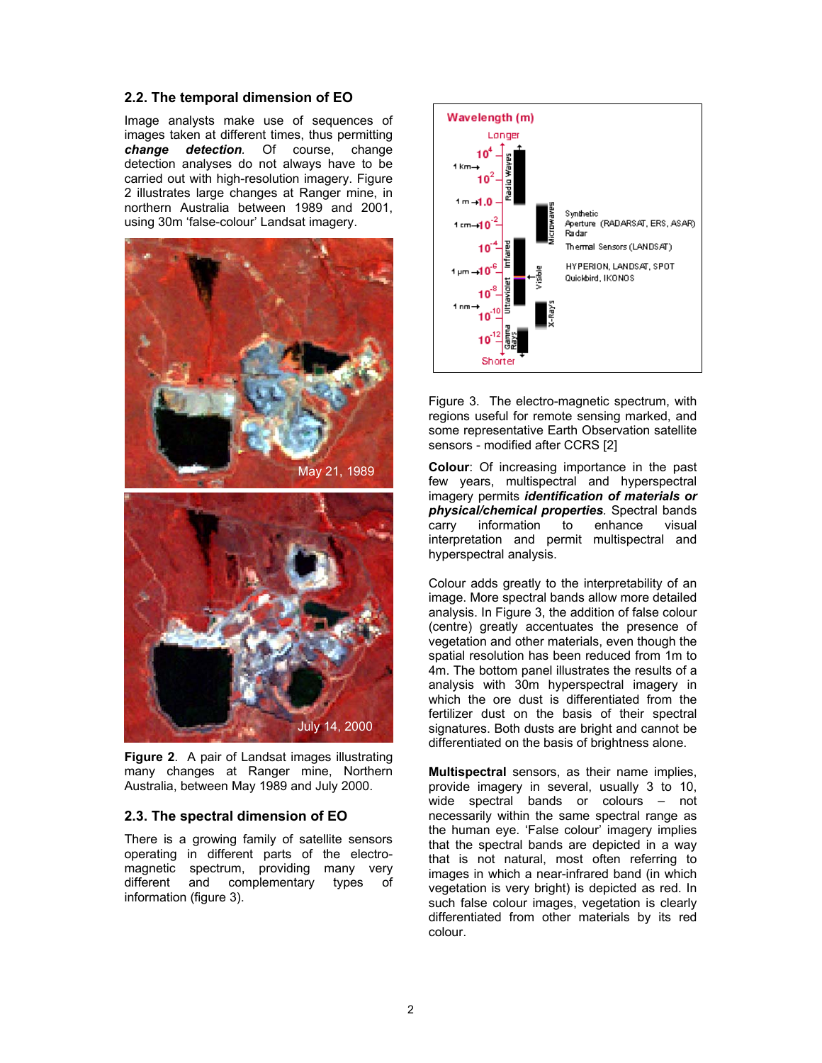## 2.2. The temporal dimension of EO

Image analysts make use of sequences of images taken at different times, thus permitting ***change detection***. Of course, change detection analyses do not always have to be carried out with high-resolution imagery. Figure 2 illustrates large changes at Ranger mine, in northern Australia between 1989 and 2001, using 30m 'false-colour' Landsat imagery.

**Figure 2**. A pair of Landsat images illustrating many changes at Ranger mine, Northern Australia, between May 1989 and July 2000.

## 2.3. The spectral dimension of EO

There is a growing family of satellite sensors operating in different parts of the electro-magnetic spectrum, providing many very different and complementary types of information (figure 3).

Figure 3. The electro-magnetic spectrum, with regions useful for remote sensing marked, and some representative Earth Observation satellite sensors - modified after CCRS [2]

**Colour**: Of increasing importance in the past few years, multispectral and hyperspectral imagery permits ***identification of materials or physical/chemical properties***. Spectral bands carry information to enhance visual interpretation and permit multispectral and hyperspectral analysis.

Colour adds greatly to the interpretability of an image. More spectral bands allow more detailed analysis. In Figure 3, the addition of false colour (centre) greatly accentuates the presence of vegetation and other materials, even though the spatial resolution has been reduced from 1m to 4m. The bottom panel illustrates the results of a analysis with 30m hyperspectral imagery in which the ore dust is differentiated from the fertilizer dust on the basis of their spectral signatures. Both dusts are bright and cannot be differentiated on the basis of brightness alone.

**Multispectral** sensors, as their name implies, provide imagery in several, usually 3 to 10, wide spectral bands or colours – not necessarily within the same spectral range as the human eye. 'False colour' imagery implies that the spectral bands are depicted in a way that is not natural, most often referring to images in which a near-infrared band (in which vegetation is very bright) is depicted as red. In such false colour images, vegetation is clearly differentiated from other materials by its red colour.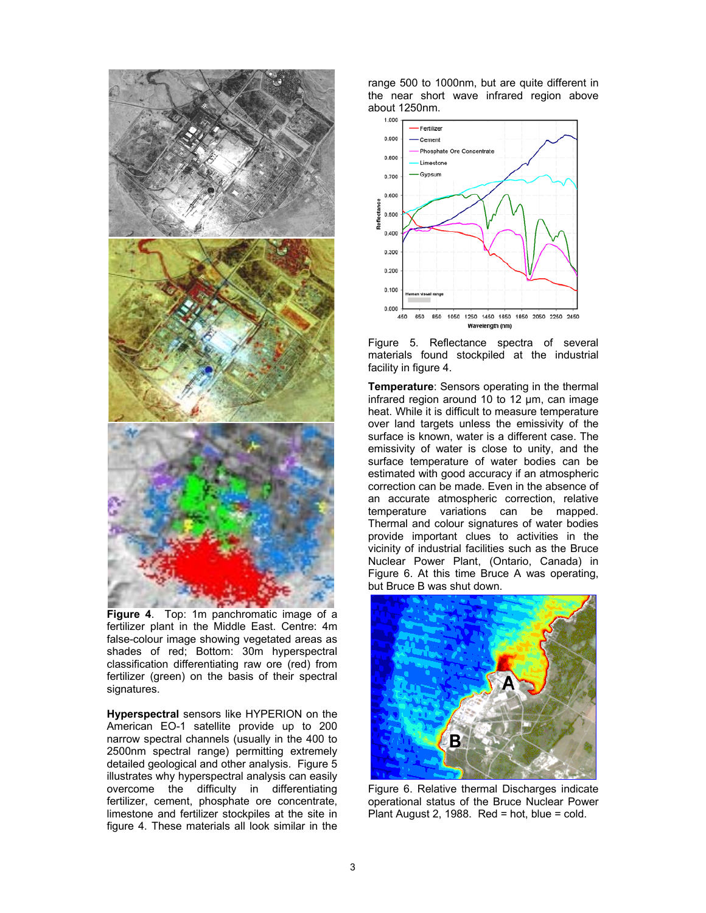**Figure 4**. Top: 1m panchromatic image of a fertilizer plant in the Middle East. Centre: 4m false-colour image showing vegetated areas as shades of red; Bottom: 30m hyperspectral classification differentiating raw ore (red) from fertilizer (green) on the basis of their spectral signatures.

**Hyperspectral** sensors like HYPERION on the American EO-1 satellite provide up to 200 narrow spectral channels (usually in the 400 to 2500nm spectral range) permitting extremely detailed geological and other analysis. Figure 5 illustrates why hyperspectral analysis can easily overcome the difficulty in differentiating fertilizer, cement, phosphate ore concentrate, limestone and fertilizer stockpiles at the site in figure 4. These materials all look similar in the range 500 to 1000nm, but are quite different in the near short wave infrared region above about 1250nm.

Figure 5. Reflectance spectra of several materials found stockpiled at the industrial facility in figure 4.

**Temperature**: Sensors operating in the thermal infrared region around 10 to 12 µm, can image heat. While it is difficult to measure temperature over land targets unless the emissivity of the surface is known, water is a different case. The emissivity of water is close to unity, and the surface temperature of water bodies can be estimated with good accuracy if an atmospheric correction can be made. Even in the absence of an accurate atmospheric correction, relative temperature variations can be mapped. Thermal and colour signatures of water bodies provide important clues to activities in the vicinity of industrial facilities such as the Bruce Nuclear Power Plant, (Ontario, Canada) in Figure 6. At this time Bruce A was operating, but Bruce B was shut down.

Figure 6. Relative thermal Discharges indicate operational status of the Bruce Nuclear Power Plant August 2, 1988. Red = hot, blue = cold.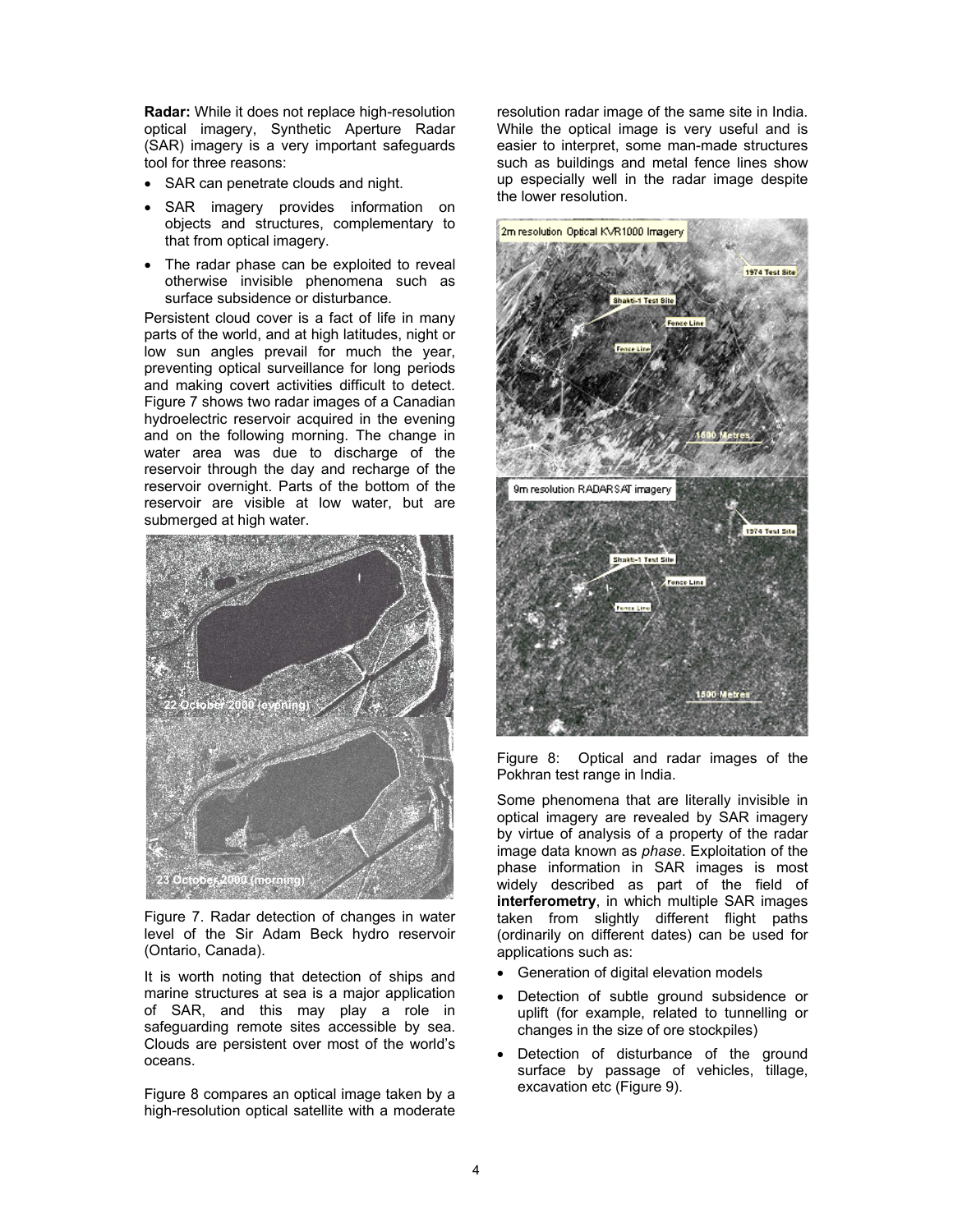**Radar:** While it does not replace high-resolution optical imagery, Synthetic Aperture Radar (SAR) imagery is a very important safeguards tool for three reasons:

- SAR can penetrate clouds and night.
- SAR imagery provides information on objects and structures, complementary to that from optical imagery.
- The radar phase can be exploited to reveal otherwise invisible phenomena such as surface subsidence or disturbance.

Persistent cloud cover is a fact of life in many parts of the world, and at high latitudes, night or low sun angles prevail for much the year, preventing optical surveillance for long periods and making covert activities difficult to detect. Figure 7 shows two radar images of a Canadian hydroelectric reservoir acquired in the evening and on the following morning. The change in water area was due to discharge of the reservoir through the day and recharge of the reservoir overnight. Parts of the bottom of the reservoir are visible at low water, but are submerged at high water.

Figure 7. Radar detection of changes in water level of the Sir Adam Beck hydro reservoir (Ontario, Canada).

It is worth noting that detection of ships and marine structures at sea is a major application of SAR, and this may play a role in safeguarding remote sites accessible by sea. Clouds are persistent over most of the world's oceans.

Figure 8 compares an optical image taken by a high-resolution optical satellite with a moderate resolution radar image of the same site in India. While the optical image is very useful and is easier to interpret, some man-made structures such as buildings and metal fence lines show up especially well in the radar image despite the lower resolution.

Figure 8: Optical and radar images of the Pokhran test range in India.

Some phenomena that are literally invisible in optical imagery are revealed by SAR imagery by virtue of analysis of a property of the radar image data known as *phase*. Exploitation of the phase information in SAR images is most widely described as part of the field of **interferometry**, in which multiple SAR images taken from slightly different flight paths (ordinarily on different dates) can be used for applications such as:

- Generation of digital elevation models
- Detection of subtle ground subsidence or uplift (for example, related to tunnelling or changes in the size of ore stockpiles)
- Detection of disturbance of the ground surface by passage of vehicles, tillage, excavation etc (Figure 9).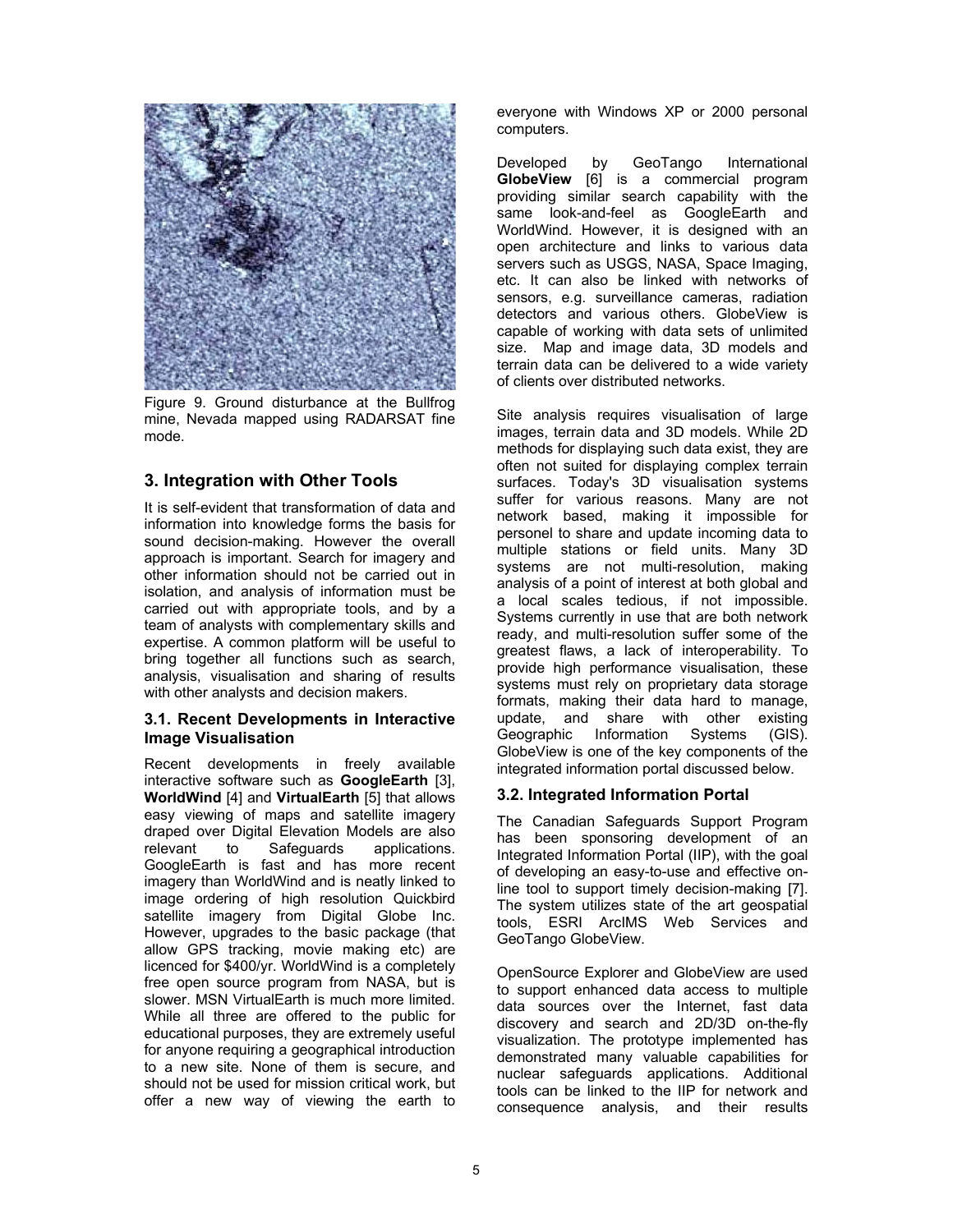Figure 9. Ground disturbance at the Bullfrog mine, Nevada mapped using RADARSAT fine mode.

## 3. Integration with Other Tools

It is self-evident that transformation of data and information into knowledge forms the basis for sound decision-making. However the overall approach is important. Search for imagery and other information should not be carried out in isolation, and analysis of information must be carried out with appropriate tools, and by a team of analysts with complementary skills and expertise. A common platform will be useful to bring together all functions such as search, analysis, visualisation and sharing of results with other analysts and decision makers.

### 3.1. Recent Developments in Interactive Image Visualisation

Recent developments in freely available interactive software such as **GoogleEarth** [3], **WorldWind** [4] and **VirtualEarth** [5] that allows easy viewing of maps and satellite imagery draped over Digital Elevation Models are also relevant to Safeguards applications. GoogleEarth is fast and has more recent imagery than WorldWind and is neatly linked to image ordering of high resolution Quickbird satellite imagery from Digital Globe Inc. However, upgrades to the basic package (that allow GPS tracking, movie making etc) are licenced for $400/yr. WorldWind is a completely free open source program from NASA, but is slower. MSN VirtualEarth is much more limited. While all three are offered to the public for educational purposes, they are extremely useful for anyone requiring a geographical introduction to a new site. None of them is secure, and should not be used for mission critical work, but offer a new way of viewing the earth to everyone with Windows XP or 2000 personal computers.

Developed by GeoTango International **GlobeView** [6] is a commercial program providing similar search capability with the same look-and-feel as GoogleEarth and WorldWind. However, it is designed with an open architecture and links to various data servers such as USGS, NASA, Space Imaging, etc. It can also be linked with networks of sensors, e.g. surveillance cameras, radiation detectors and various others. GlobeView is capable of working with data sets of unlimited size. Map and image data, 3D models and terrain data can be delivered to a wide variety of clients over distributed networks.

Site analysis requires visualisation of large images, terrain data and 3D models. While 2D methods for displaying such data exist, they are often not suited for displaying complex terrain surfaces. Today's 3D visualisation systems suffer for various reasons. Many are not network based, making it impossible for personel to share and update incoming data to multiple stations or field units. Many 3D systems are not multi-resolution, making analysis of a point of interest at both global and a local scales tedious, if not impossible. Systems currently in use that are both network ready, and multi-resolution suffer some of the greatest flaws, a lack of interoperability. To provide high performance visualisation, these systems must rely on proprietary data storage formats, making their data hard to manage, update, and share with other existing Geographic Information Systems (GIS). GlobeView is one of the key components of the integrated information portal discussed below.

### 3.2. Integrated Information Portal

The Canadian Safeguards Support Program has been sponsoring development of an Integrated Information Portal (IIP), with the goal of developing an easy-to-use and effective on-line tool to support timely decision-making [7]. The system utilizes state of the art geospatial tools, ESRI ArcIMS Web Services and GeoTango GlobeView.

OpenSource Explorer and GlobeView are used to support enhanced data access to multiple data sources over the Internet, fast data discovery and search and 2D/3D on-the-fly visualization. The prototype implemented has demonstrated many valuable capabilities for nuclear safeguards applications. Additional tools can be linked to the IIP for network and consequence analysis, and their results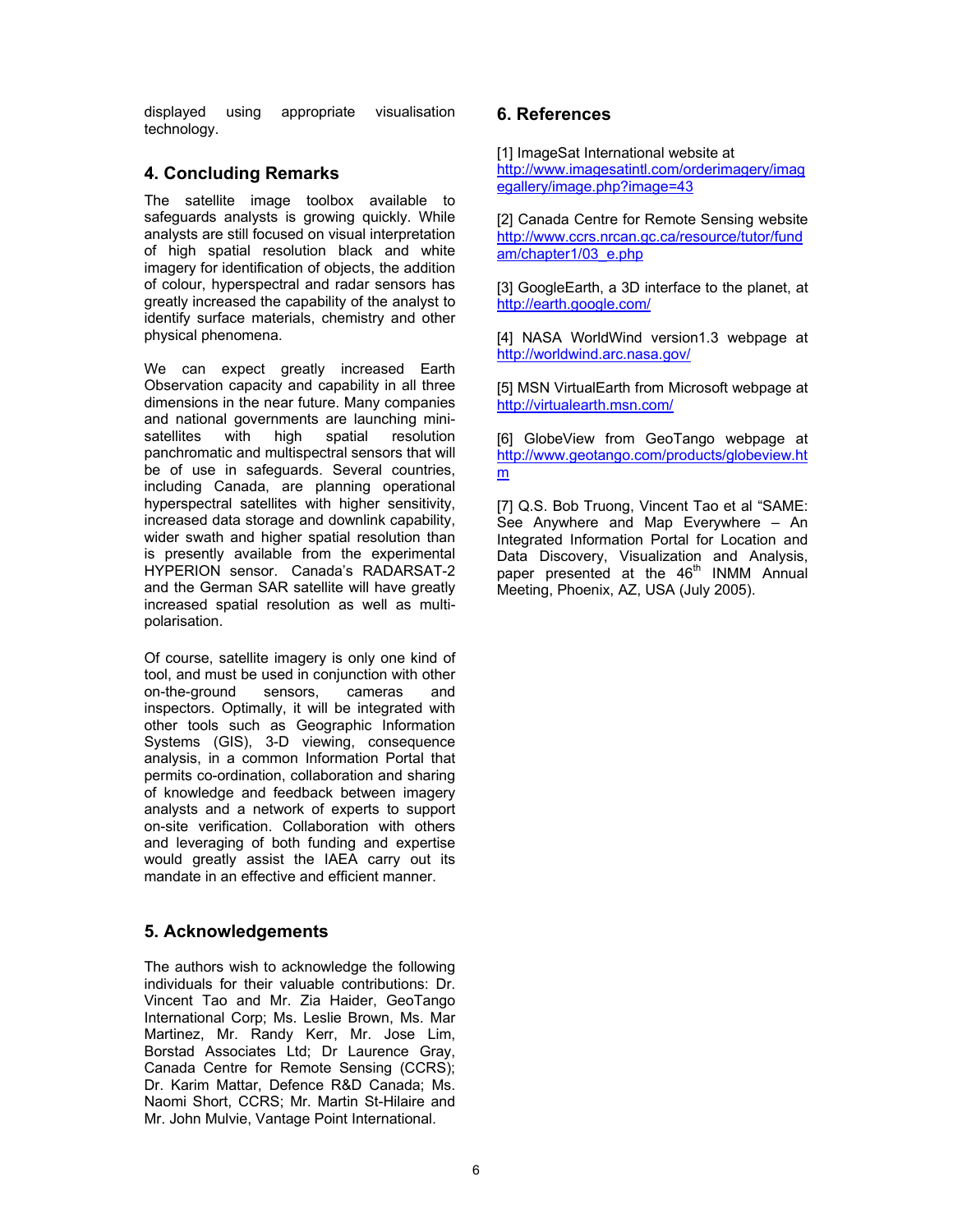displayed using appropriate visualisation technology.

## 4. Concluding Remarks

The satellite image toolbox available to safeguards analysts is growing quickly. While analysts are still focused on visual interpretation of high spatial resolution black and white imagery for identification of objects, the addition of colour, hyperspectral and radar sensors has greatly increased the capability of the analyst to identify surface materials, chemistry and other physical phenomena.

We can expect greatly increased Earth Observation capacity and capability in all three dimensions in the near future. Many companies and national governments are launching mini-satellites with high spatial resolution panchromatic and multispectral sensors that will be of use in safeguards. Several countries, including Canada, are planning operational hyperspectral satellites with higher sensitivity, increased data storage and downlink capability, wider swath and higher spatial resolution than is presently available from the experimental HYPERION sensor. Canada's RADARSAT-2 and the German SAR satellite will have greatly increased spatial resolution as well as multi-polarisation.

Of course, satellite imagery is only one kind of tool, and must be used in conjunction with other on-the-ground sensors, cameras and inspectors. Optimally, it will be integrated with other tools such as Geographic Information Systems (GIS), 3-D viewing, consequence analysis, in a common Information Portal that permits co-ordination, collaboration and sharing of knowledge and feedback between imagery analysts and a network of experts to support on-site verification. Collaboration with others and leveraging of both funding and expertise would greatly assist the IAEA carry out its mandate in an effective and efficient manner.

## 5. Acknowledgements

The authors wish to acknowledge the following individuals for their valuable contributions: Dr. Vincent Tao and Mr. Zia Haider, GeoTango International Corp; Ms. Leslie Brown, Ms. Mar Martinez, Mr. Randy Kerr, Mr. Jose Lim, Borstad Associates Ltd; Dr Laurence Gray, Canada Centre for Remote Sensing (CCRS); Dr. Karim Mattar, Defence R&D Canada; Ms. Naomi Short, CCRS; Mr. Martin St-Hilaire and Mr. John Mulvie, Vantage Point International.

## 6. References

[1] ImageSat International website at http://www.imagesatintl.com/orderimagery/imagegallery/image.php?image=43

[2] Canada Centre for Remote Sensing website http://www.ccrs.nrcan.gc.ca/resource/tutor/fundam/chapter1/03_e.php

[3] GoogleEarth, a 3D interface to the planet, at http://earth.google.com/

[4] NASA WorldWind version1.3 webpage at http://worldwind.arc.nasa.gov/

[5] MSN VirtualEarth from Microsoft webpage at http://virtualearth.msn.com/

[6] GlobeView from GeoTango webpage at http://www.geotango.com/products/globeview.htm

[7] Q.S. Bob Truong, Vincent Tao et al "SAME: See Anywhere and Map Everywhere – An Integrated Information Portal for Location and Data Discovery, Visualization and Analysis, paper presented at the 46th INMM Annual Meeting, Phoenix, AZ, USA (July 2005).